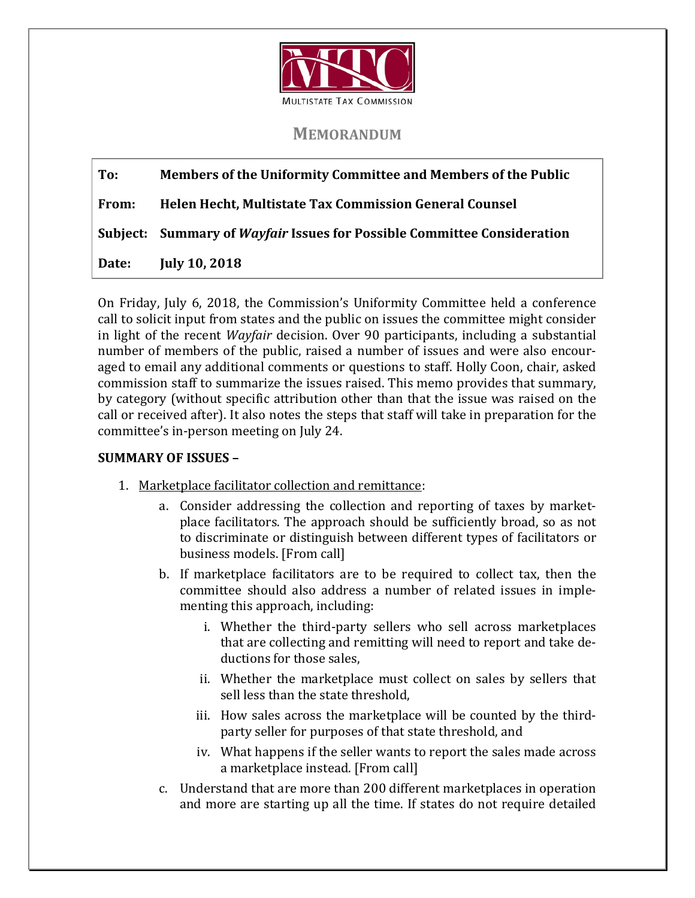MULTISTATE TAX COMMISSION

## MEMORANDUM

**To:** **Members of the Uniformity Committee and Members of the Public**

**From:** **Helen Hecht, Multistate Tax Commission General Counsel**

**Subject:** **Summary of *Wayfair* Issues for Possible Committee Consideration**

**Date:** **July 10, 2018**

On Friday, July 6, 2018, the Commission's Uniformity Committee held a conference call to solicit input from states and the public on issues the committee might consider in light of the recent *Wayfair* decision. Over 90 participants, including a substantial number of members of the public, raised a number of issues and were also encouraged to email any additional comments or questions to staff. Holly Coon, chair, asked commission staff to summarize the issues raised. This memo provides that summary, by category (without specific attribution other than that the issue was raised on the call or received after). It also notes the steps that staff will take in preparation for the committee's in-person meeting on July 24.

**SUMMARY OF ISSUES –**

1. Marketplace facilitator collection and remittance:
   a. Consider addressing the collection and reporting of taxes by marketplace facilitators. The approach should be sufficiently broad, so as not to discriminate or distinguish between different types of facilitators or business models. [From call]
   b. If marketplace facilitators are to be required to collect tax, then the committee should also address a number of related issues in implementing this approach, including:
      i. Whether the third-party sellers who sell across marketplaces that are collecting and remitting will need to report and take deductions for those sales,
      ii. Whether the marketplace must collect on sales by sellers that sell less than the state threshold,
      iii. How sales across the marketplace will be counted by the third-party seller for purposes of that state threshold, and
      iv. What happens if the seller wants to report the sales made across a marketplace instead. [From call]
   c. Understand that are more than 200 different marketplaces in operation and more are starting up all the time. If states do not require detailed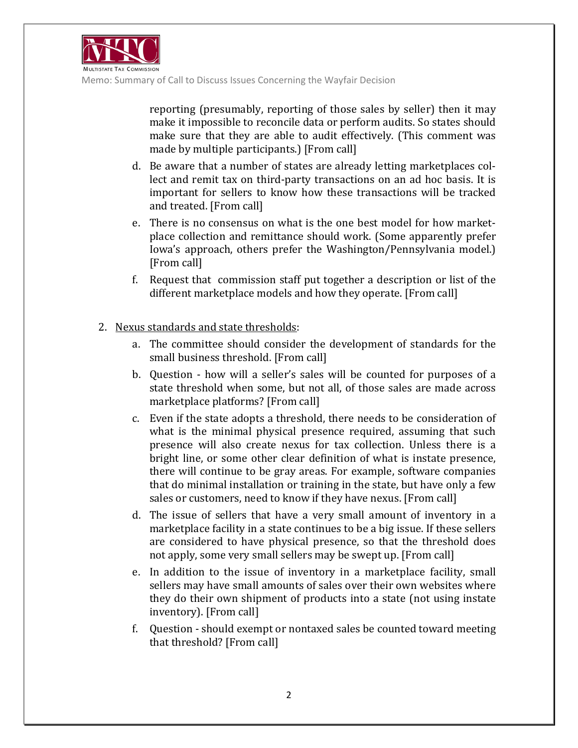reporting (presumably, reporting of those sales by seller) then it may make it impossible to reconcile data or perform audits. So states should make sure that they are able to audit effectively. (This comment was made by multiple participants.) [From call]

d. Be aware that a number of states are already letting marketplaces collect and remit tax on third-party transactions on an ad hoc basis. It is important for sellers to know how these transactions will be tracked and treated. [From call]

e. There is no consensus on what is the one best model for how marketplace collection and remittance should work. (Some apparently prefer Iowa's approach, others prefer the Washington/Pennsylvania model.) [From call]

f. Request that commission staff put together a description or list of the different marketplace models and how they operate. [From call]

2. <u>Nexus standards and state thresholds</u>:

   a. The committee should consider the development of standards for the small business threshold. [From call]

   b. Question - how will a seller's sales will be counted for purposes of a state threshold when some, but not all, of those sales are made across marketplace platforms? [From call]

   c. Even if the state adopts a threshold, there needs to be consideration of what is the minimal physical presence required, assuming that such presence will also create nexus for tax collection. Unless there is a bright line, or some other clear definition of what is instate presence, there will continue to be gray areas. For example, software companies that do minimal installation or training in the state, but have only a few sales or customers, need to know if they have nexus. [From call]

   d. The issue of sellers that have a very small amount of inventory in a marketplace facility in a state continues to be a big issue. If these sellers are considered to have physical presence, so that the threshold does not apply, some very small sellers may be swept up. [From call]

   e. In addition to the issue of inventory in a marketplace facility, small sellers may have small amounts of sales over their own websites where they do their own shipment of products into a state (not using instate inventory). [From call]

   f. Question - should exempt or nontaxed sales be counted toward meeting that threshold? [From call]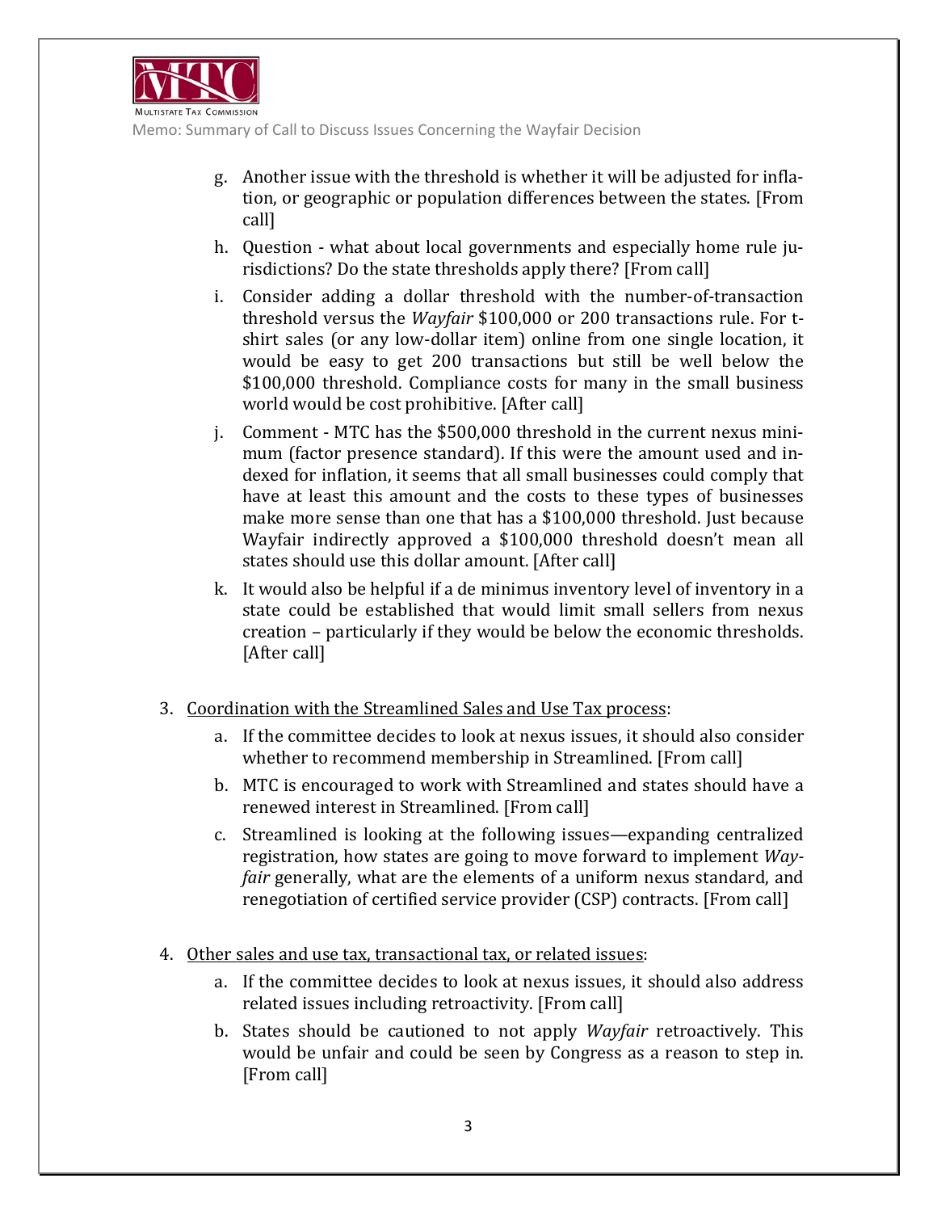g. Another issue with the threshold is whether it will be adjusted for inflation, or geographic or population differences between the states. [From call]

h. Question - what about local governments and especially home rule jurisdictions? Do the state thresholds apply there? [From call]

i. Consider adding a dollar threshold with the number-of-transaction threshold versus the *Wayfair* $100,000 or 200 transactions rule. For t-shirt sales (or any low-dollar item) online from one single location, it would be easy to get 200 transactions but still be well below the $100,000 threshold. Compliance costs for many in the small business world would be cost prohibitive. [After call]

j. Comment - MTC has the $500,000 threshold in the current nexus minimum (factor presence standard). If this were the amount used and indexed for inflation, it seems that all small businesses could comply that have at least this amount and the costs to these types of businesses make more sense than one that has a $100,000 threshold. Just because Wayfair indirectly approved a $100,000 threshold doesn't mean all states should use this dollar amount. [After call]

k. It would also be helpful if a de minimus inventory level of inventory in a state could be established that would limit small sellers from nexus creation – particularly if they would be below the economic thresholds. [After call]

3. <u>Coordination with the Streamlined Sales and Use Tax process</u>:

   a. If the committee decides to look at nexus issues, it should also consider whether to recommend membership in Streamlined. [From call]

   b. MTC is encouraged to work with Streamlined and states should have a renewed interest in Streamlined. [From call]

   c. Streamlined is looking at the following issues—expanding centralized registration, how states are going to move forward to implement *Wayfair* generally, what are the elements of a uniform nexus standard, and renegotiation of certified service provider (CSP) contracts. [From call]

4. <u>Other sales and use tax, transactional tax, or related issues</u>:

   a. If the committee decides to look at nexus issues, it should also address related issues including retroactivity. [From call]

   b. States should be cautioned to not apply *Wayfair* retroactively. This would be unfair and could be seen by Congress as a reason to step in. [From call]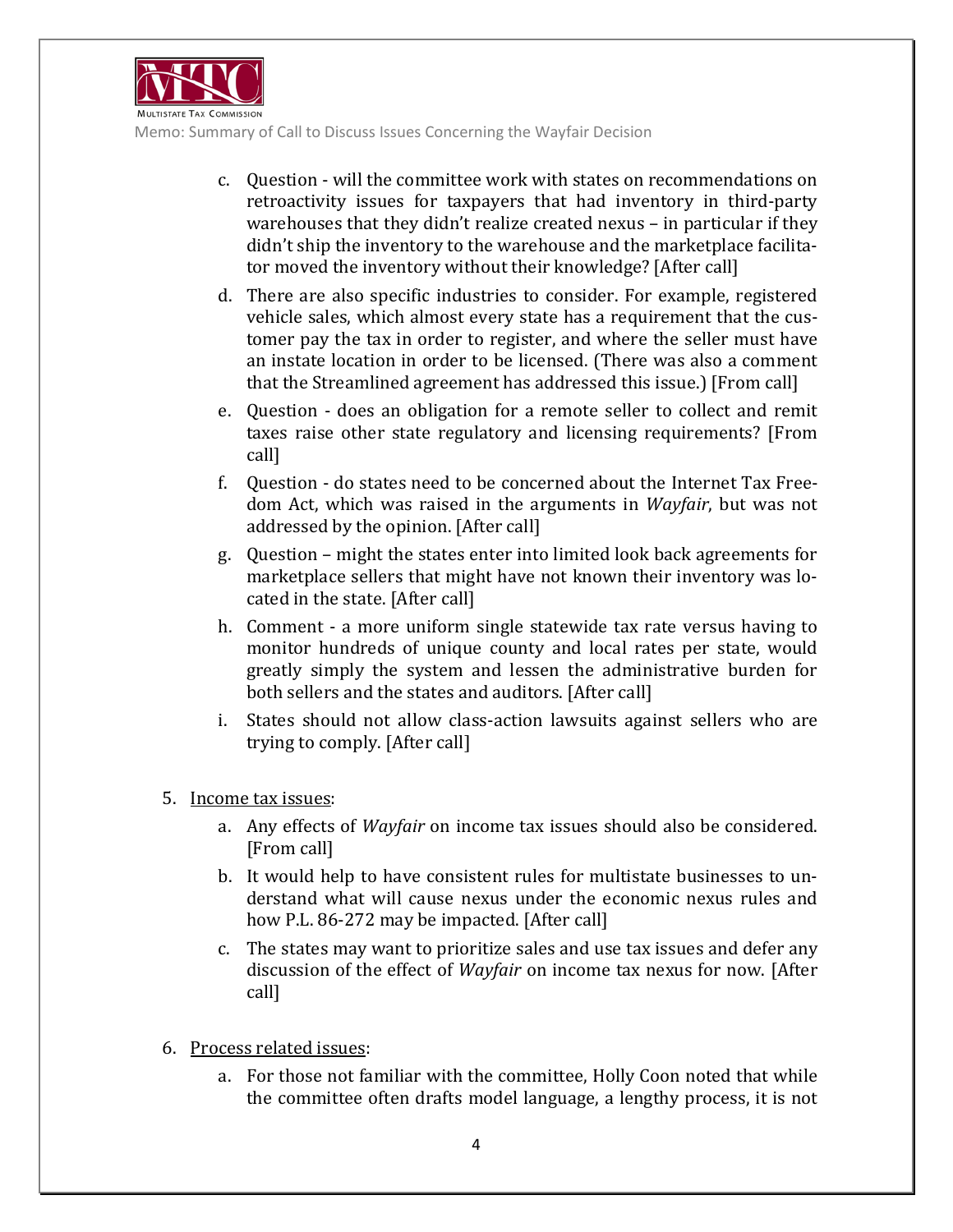c. Question - will the committee work with states on recommendations on retroactivity issues for taxpayers that had inventory in third-party warehouses that they didn't realize created nexus – in particular if they didn't ship the inventory to the warehouse and the marketplace facilitator moved the inventory without their knowledge? [After call]

d. There are also specific industries to consider. For example, registered vehicle sales, which almost every state has a requirement that the customer pay the tax in order to register, and where the seller must have an instate location in order to be licensed. (There was also a comment that the Streamlined agreement has addressed this issue.) [From call]

e. Question - does an obligation for a remote seller to collect and remit taxes raise other state regulatory and licensing requirements? [From call]

f. Question - do states need to be concerned about the Internet Tax Freedom Act, which was raised in the arguments in *Wayfair*, but was not addressed by the opinion. [After call]

g. Question – might the states enter into limited look back agreements for marketplace sellers that might have not known their inventory was located in the state. [After call]

h. Comment - a more uniform single statewide tax rate versus having to monitor hundreds of unique county and local rates per state, would greatly simply the system and lessen the administrative burden for both sellers and the states and auditors. [After call]

i. States should not allow class-action lawsuits against sellers who are trying to comply. [After call]

5. <u>Income tax issues</u>:

   a. Any effects of *Wayfair* on income tax issues should also be considered. [From call]

   b. It would help to have consistent rules for multistate businesses to understand what will cause nexus under the economic nexus rules and how P.L. 86-272 may be impacted. [After call]

   c. The states may want to prioritize sales and use tax issues and defer any discussion of the effect of *Wayfair* on income tax nexus for now. [After call]

6. <u>Process related issues</u>:

   a. For those not familiar with the committee, Holly Coon noted that while the committee often drafts model language, a lengthy process, it is not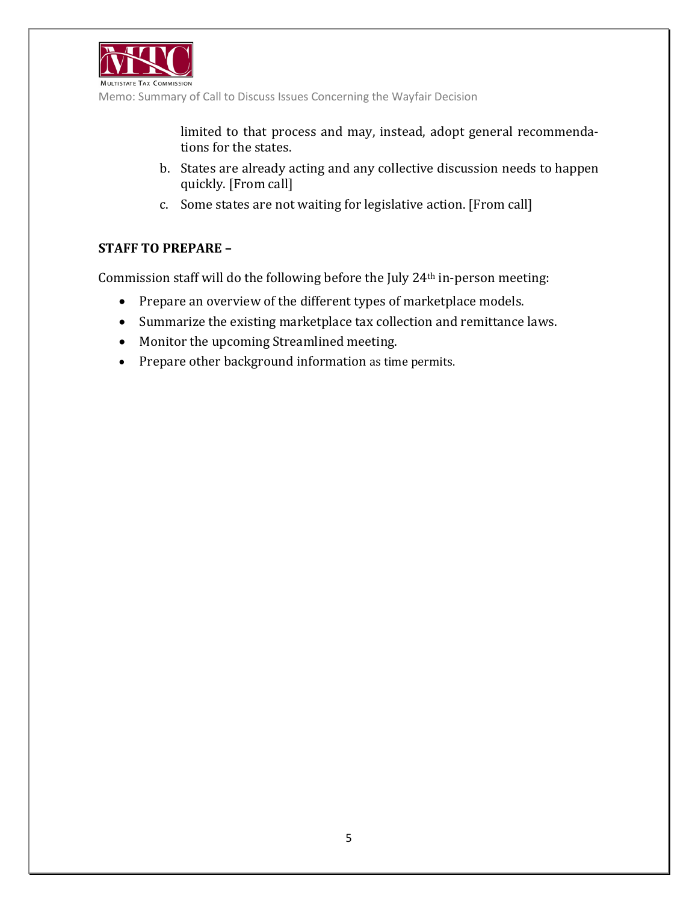limited to that process and may, instead, adopt general recommendations for the states.

b. States are already acting and any collective discussion needs to happen quickly. [From call]

c. Some states are not waiting for legislative action. [From call]

**STAFF TO PREPARE –**

Commission staff will do the following before the July 24th in-person meeting:

- Prepare an overview of the different types of marketplace models.
- Summarize the existing marketplace tax collection and remittance laws.
- Monitor the upcoming Streamlined meeting.
- Prepare other background information as time permits.